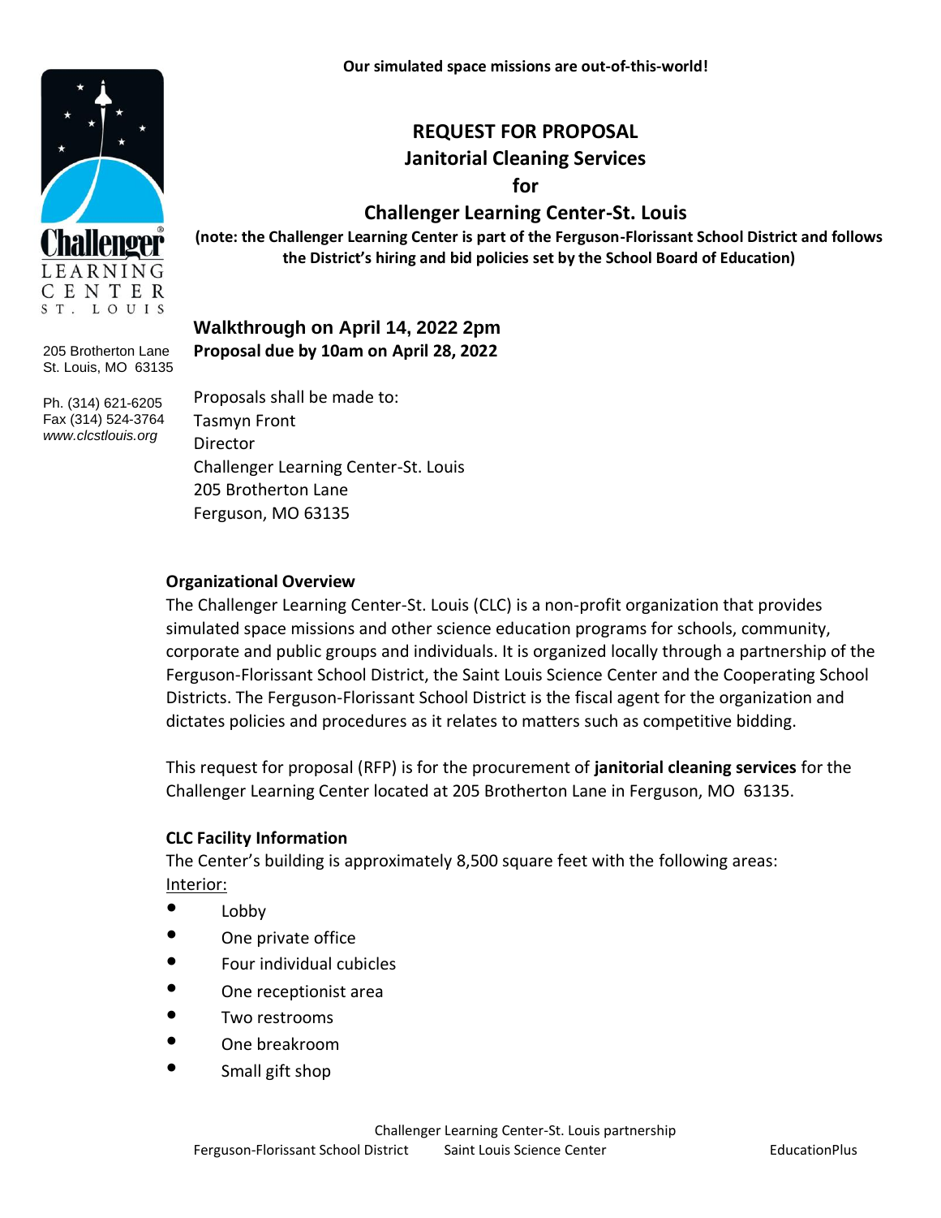**Our simulated space missions are out-of-this-world!**

# REQUEST FOR PROPOSAL
# Janitorial Cleaning Services
# for
# Challenger Learning Center-St. Louis

**(note: the Challenger Learning Center is part of the Ferguson-Florissant School District and follows the District's hiring and bid policies set by the School Board of Education)**

205 Brotherton Lane
St. Louis, MO 63135

Ph. (314) 621-6205
Fax (314) 524-3764
*www.clcstlouis.org*

**Walkthrough on April 14, 2022 2pm**
**Proposal due by 10am on April 28, 2022**

Proposals shall be made to:
Tasmyn Front
Director
Challenger Learning Center-St. Louis
205 Brotherton Lane
Ferguson, MO 63135

**Organizational Overview**

The Challenger Learning Center-St. Louis (CLC) is a non-profit organization that provides simulated space missions and other science education programs for schools, community, corporate and public groups and individuals. It is organized locally through a partnership of the Ferguson-Florissant School District, the Saint Louis Science Center and the Cooperating School Districts. The Ferguson-Florissant School District is the fiscal agent for the organization and dictates policies and procedures as it relates to matters such as competitive bidding.

This request for proposal (RFP) is for the procurement of **janitorial cleaning services** for the Challenger Learning Center located at 205 Brotherton Lane in Ferguson, MO 63135.

**CLC Facility Information**

The Center's building is approximately 8,500 square feet with the following areas:

Interior:

- Lobby
- One private office
- Four individual cubicles
- One receptionist area
- Two restrooms
- One breakroom
- Small gift shop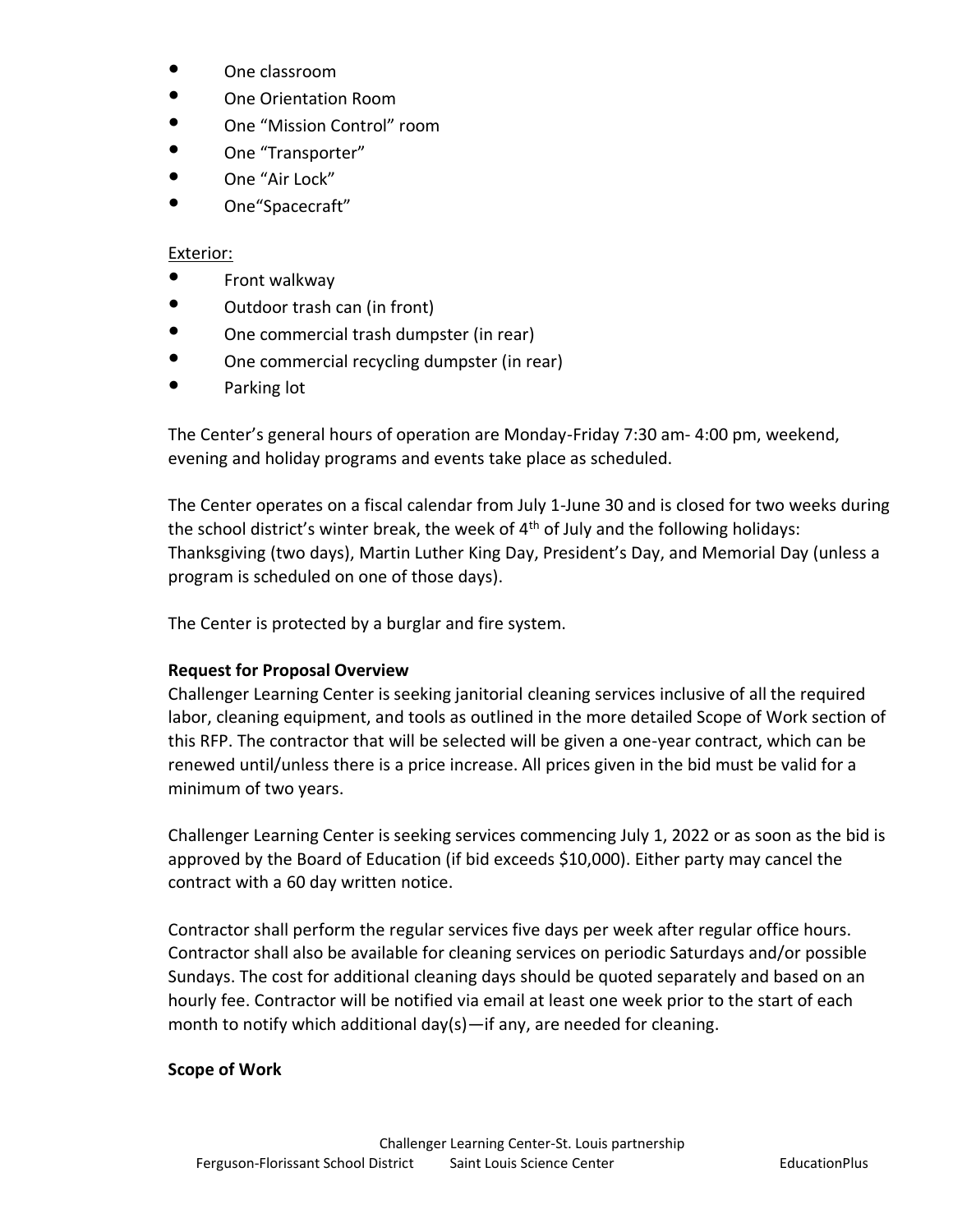- One classroom
- One Orientation Room
- One "Mission Control" room
- One "Transporter"
- One "Air Lock"
- One"Spacecraft"

Exterior:

- Front walkway
- Outdoor trash can (in front)
- One commercial trash dumpster (in rear)
- One commercial recycling dumpster (in rear)
- Parking lot

The Center's general hours of operation are Monday-Friday 7:30 am- 4:00 pm, weekend, evening and holiday programs and events take place as scheduled.

The Center operates on a fiscal calendar from July 1-June 30 and is closed for two weeks during the school district's winter break, the week of 4th of July and the following holidays: Thanksgiving (two days), Martin Luther King Day, President's Day, and Memorial Day (unless a program is scheduled on one of those days).

The Center is protected by a burglar and fire system.

**Request for Proposal Overview**

Challenger Learning Center is seeking janitorial cleaning services inclusive of all the required labor, cleaning equipment, and tools as outlined in the more detailed Scope of Work section of this RFP. The contractor that will be selected will be given a one-year contract, which can be renewed until/unless there is a price increase. All prices given in the bid must be valid for a minimum of two years.

Challenger Learning Center is seeking services commencing July 1, 2022 or as soon as the bid is approved by the Board of Education (if bid exceeds $10,000). Either party may cancel the contract with a 60 day written notice.

Contractor shall perform the regular services five days per week after regular office hours. Contractor shall also be available for cleaning services on periodic Saturdays and/or possible Sundays. The cost for additional cleaning days should be quoted separately and based on an hourly fee. Contractor will be notified via email at least one week prior to the start of each month to notify which additional day(s)—if any, are needed for cleaning.

**Scope of Work**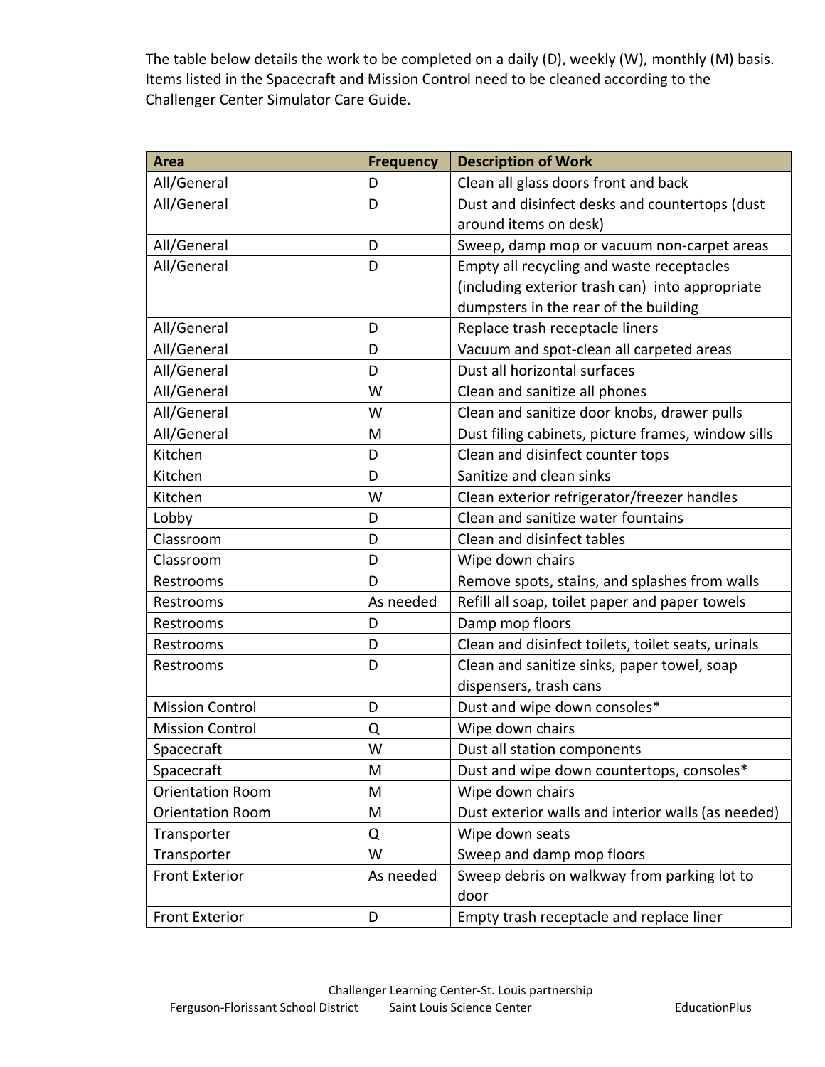The table below details the work to be completed on a daily (D), weekly (W), monthly (M) basis. Items listed in the Spacecraft and Mission Control need to be cleaned according to the Challenger Center Simulator Care Guide.

| Area | Frequency | Description of Work |
|---|---|---|
| All/General | D | Clean all glass doors front and back |
| All/General | D | Dust and disinfect desks and countertops (dust around items on desk) |
| All/General | D | Sweep, damp mop or vacuum non-carpet areas |
| All/General | D | Empty all recycling and waste receptacles (including exterior trash can) into appropriate dumpsters in the rear of the building |
| All/General | D | Replace trash receptacle liners |
| All/General | D | Vacuum and spot-clean all carpeted areas |
| All/General | D | Dust all horizontal surfaces |
| All/General | W | Clean and sanitize all phones |
| All/General | W | Clean and sanitize door knobs, drawer pulls |
| All/General | M | Dust filing cabinets, picture frames, window sills |
| Kitchen | D | Clean and disinfect counter tops |
| Kitchen | D | Sanitize and clean sinks |
| Kitchen | W | Clean exterior refrigerator/freezer handles |
| Lobby | D | Clean and sanitize water fountains |
| Classroom | D | Clean and disinfect tables |
| Classroom | D | Wipe down chairs |
| Restrooms | D | Remove spots, stains, and splashes from walls |
| Restrooms | As needed | Refill all soap, toilet paper and paper towels |
| Restrooms | D | Damp mop floors |
| Restrooms | D | Clean and disinfect toilets, toilet seats, urinals |
| Restrooms | D | Clean and sanitize sinks, paper towel, soap dispensers, trash cans |
| Mission Control | D | Dust and wipe down consoles* |
| Mission Control | Q | Wipe down chairs |
| Spacecraft | W | Dust all station components |
| Spacecraft | M | Dust and wipe down countertops, consoles* |
| Orientation Room | M | Wipe down chairs |
| Orientation Room | M | Dust exterior walls and interior walls (as needed) |
| Transporter | Q | Wipe down seats |
| Transporter | W | Sweep and damp mop floors |
| Front Exterior | As needed | Sweep debris on walkway from parking lot to door |
| Front Exterior | D | Empty trash receptacle and replace liner |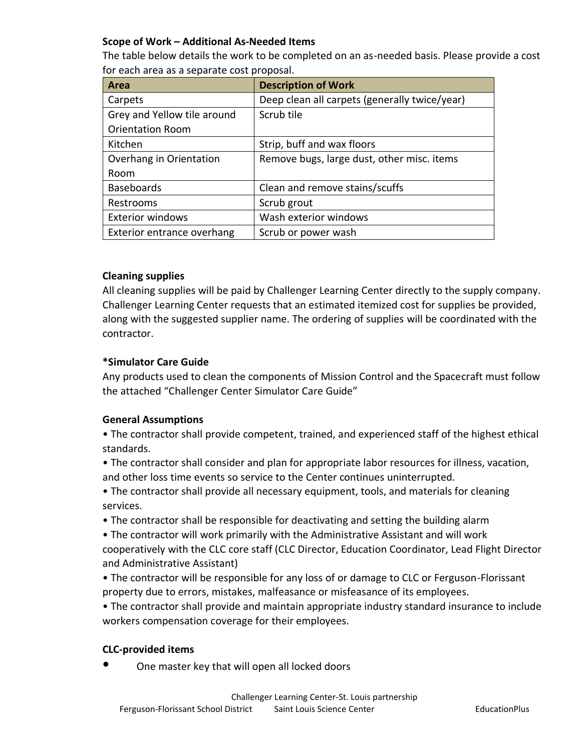**Scope of Work – Additional As-Needed Items**

The table below details the work to be completed on an as-needed basis. Please provide a cost for each area as a separate cost proposal.

| Area | Description of Work |
|---|---|
| Carpets | Deep clean all carpets (generally twice/year) |
| Grey and Yellow tile around Orientation Room | Scrub tile |
| Kitchen | Strip, buff and wax floors |
| Overhang in Orientation Room | Remove bugs, large dust, other misc. items |
| Baseboards | Clean and remove stains/scuffs |
| Restrooms | Scrub grout |
| Exterior windows | Wash exterior windows |
| Exterior entrance overhang | Scrub or power wash |

**Cleaning supplies**

All cleaning supplies will be paid by Challenger Learning Center directly to the supply company. Challenger Learning Center requests that an estimated itemized cost for supplies be provided, along with the suggested supplier name. The ordering of supplies will be coordinated with the contractor.

***Simulator Care Guide**

Any products used to clean the components of Mission Control and the Spacecraft must follow the attached "Challenger Center Simulator Care Guide"

**General Assumptions**

- The contractor shall provide competent, trained, and experienced staff of the highest ethical standards.
- The contractor shall consider and plan for appropriate labor resources for illness, vacation, and other loss time events so service to the Center continues uninterrupted.
- The contractor shall provide all necessary equipment, tools, and materials for cleaning services.
- The contractor shall be responsible for deactivating and setting the building alarm
- The contractor will work primarily with the Administrative Assistant and will work cooperatively with the CLC core staff (CLC Director, Education Coordinator, Lead Flight Director and Administrative Assistant)
- The contractor will be responsible for any loss of or damage to CLC or Ferguson-Florissant property due to errors, mistakes, malfeasance or misfeasance of its employees.
- The contractor shall provide and maintain appropriate industry standard insurance to include workers compensation coverage for their employees.

**CLC-provided items**

- One master key that will open all locked doors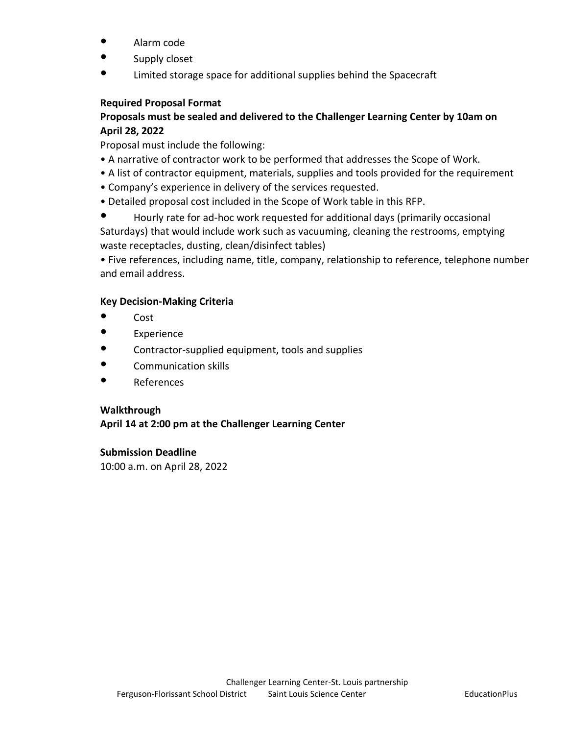- Alarm code
- Supply closet
- Limited storage space for additional supplies behind the Spacecraft

**Required Proposal Format**

**Proposals must be sealed and delivered to the Challenger Learning Center by 10am on April 28, 2022**

Proposal must include the following:

- A narrative of contractor work to be performed that addresses the Scope of Work.
- A list of contractor equipment, materials, supplies and tools provided for the requirement
- Company's experience in delivery of the services requested.
- Detailed proposal cost included in the Scope of Work table in this RFP.
- Hourly rate for ad-hoc work requested for additional days (primarily occasional Saturdays) that would include work such as vacuuming, cleaning the restrooms, emptying waste receptacles, dusting, clean/disinfect tables)
- Five references, including name, title, company, relationship to reference, telephone number and email address.

**Key Decision-Making Criteria**

- Cost
- Experience
- Contractor-supplied equipment, tools and supplies
- Communication skills
- References

**Walkthrough**

**April 14 at 2:00 pm at the Challenger Learning Center**

**Submission Deadline**

10:00 a.m. on April 28, 2022